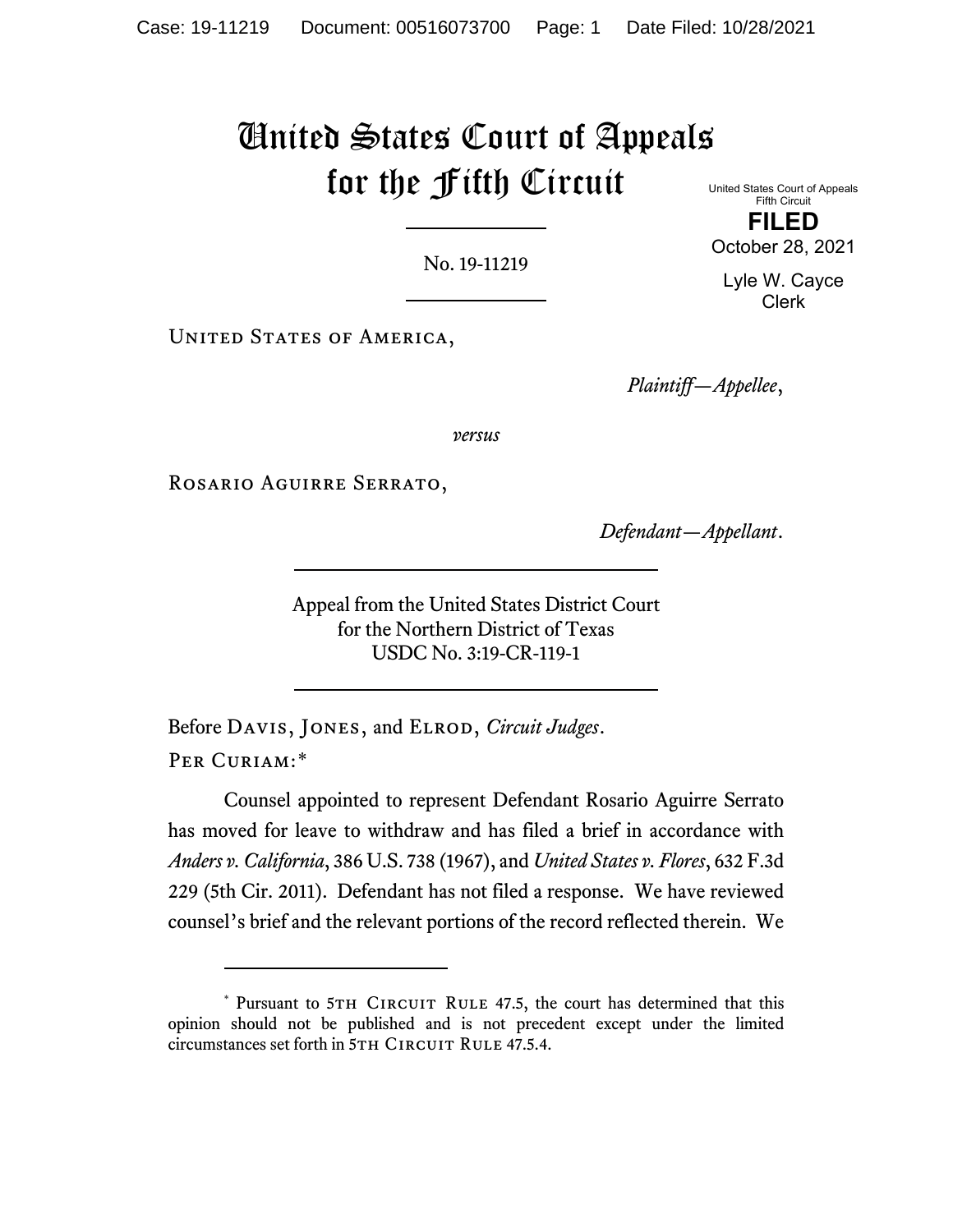# United States Court of Appeals for the Fifth Circuit

United States Court of Appeals
Fifth Circuit

**FILED**

October 28, 2021

Lyle W. Cayce
Clerk

No. 19-11219

United States of America,

*Plaintiff—Appellee*,

*versus*

Rosario Aguirre Serrato,

*Defendant—Appellant*.

Appeal from the United States District Court
for the Northern District of Texas
USDC No. 3:19-CR-119-1

Before Davis, Jones, and Elrod, *Circuit Judges*.

Per Curiam:*

Counsel appointed to represent Defendant Rosario Aguirre Serrato has moved for leave to withdraw and has filed a brief in accordance with *Anders v. California*, 386 U.S. 738 (1967), and *United States v. Flores*, 632 F.3d 229 (5th Cir. 2011). Defendant has not filed a response. We have reviewed counsel's brief and the relevant portions of the record reflected therein. We

* Pursuant to 5th Circuit Rule 47.5, the court has determined that this opinion should not be published and is not precedent except under the limited circumstances set forth in 5th Circuit Rule 47.5.4.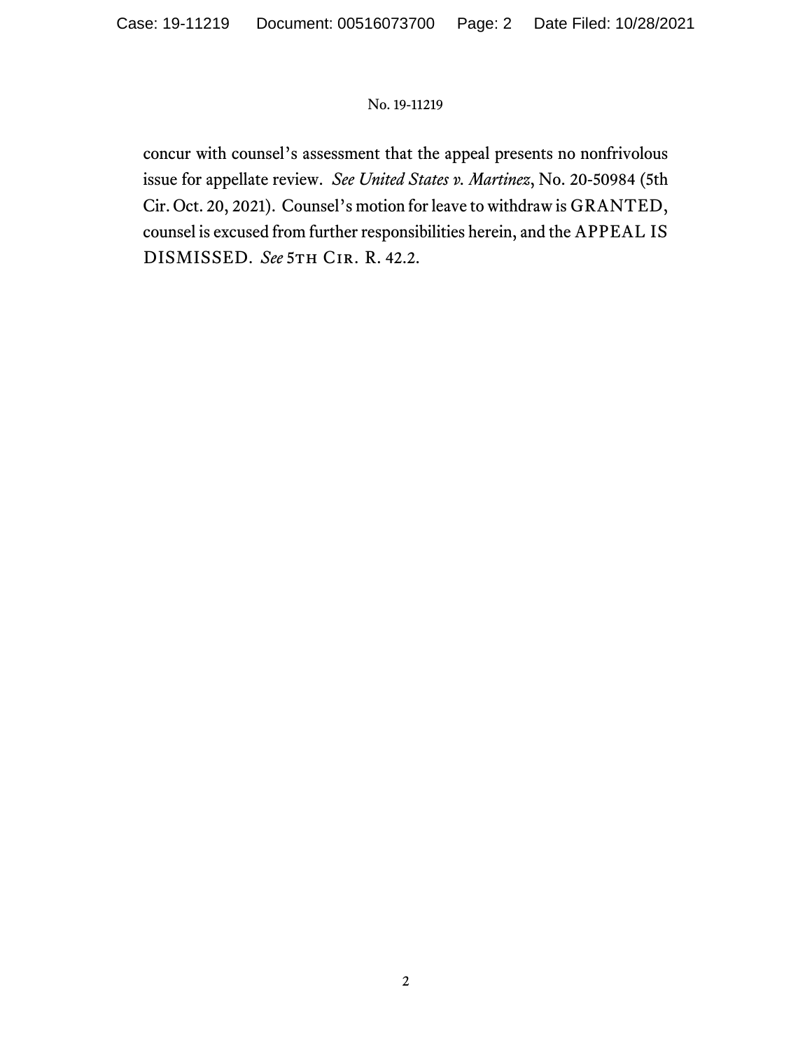concur with counsel's assessment that the appeal presents no nonfrivolous issue for appellate review. *See United States v. Martinez*, No. 20-50984 (5th Cir. Oct. 20, 2021). Counsel's motion for leave to withdraw is GRANTED, counsel is excused from further responsibilities herein, and the APPEAL IS DISMISSED. *See* 5TH CIR. R. 42.2.